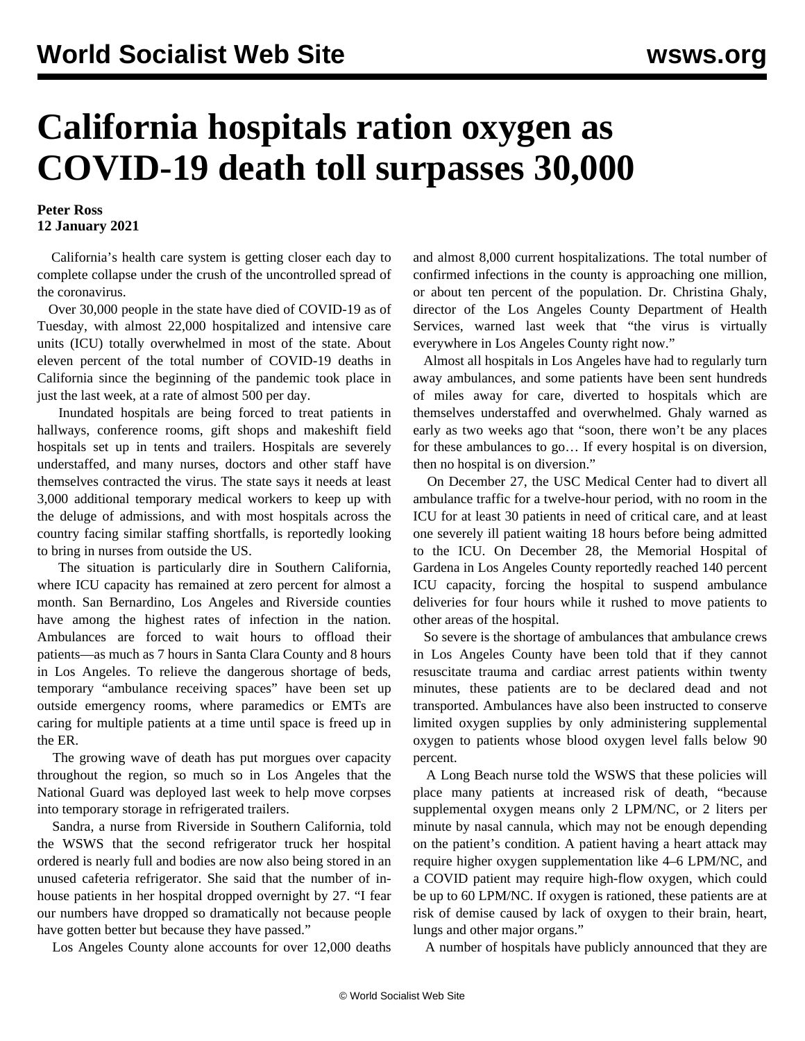# California hospitals ration oxygen as COVID-19 death toll surpasses 30,000

**Peter Ross**
**12 January 2021**

California's health care system is getting closer each day to complete collapse under the crush of the uncontrolled spread of the coronavirus.

Over 30,000 people in the state have died of COVID-19 as of Tuesday, with almost 22,000 hospitalized and intensive care units (ICU) totally overwhelmed in most of the state. About eleven percent of the total number of COVID-19 deaths in California since the beginning of the pandemic took place in just the last week, at a rate of almost 500 per day.

Inundated hospitals are being forced to treat patients in hallways, conference rooms, gift shops and makeshift field hospitals set up in tents and trailers. Hospitals are severely understaffed, and many nurses, doctors and other staff have themselves contracted the virus. The state says it needs at least 3,000 additional temporary medical workers to keep up with the deluge of admissions, and with most hospitals across the country facing similar staffing shortfalls, is reportedly looking to bring in nurses from outside the US.

The situation is particularly dire in Southern California, where ICU capacity has remained at zero percent for almost a month. San Bernardino, Los Angeles and Riverside counties have among the highest rates of infection in the nation. Ambulances are forced to wait hours to offload their patients—as much as 7 hours in Santa Clara County and 8 hours in Los Angeles. To relieve the dangerous shortage of beds, temporary "ambulance receiving spaces" have been set up outside emergency rooms, where paramedics or EMTs are caring for multiple patients at a time until space is freed up in the ER.

The growing wave of death has put morgues over capacity throughout the region, so much so in Los Angeles that the National Guard was deployed last week to help move corpses into temporary storage in refrigerated trailers.

Sandra, a nurse from Riverside in Southern California, told the WSWS that the second refrigerator truck her hospital ordered is nearly full and bodies are now also being stored in an unused cafeteria refrigerator. She said that the number of in-house patients in her hospital dropped overnight by 27. "I fear our numbers have dropped so dramatically not because people have gotten better but because they have passed."

Los Angeles County alone accounts for over 12,000 deaths and almost 8,000 current hospitalizations. The total number of confirmed infections in the county is approaching one million, or about ten percent of the population. Dr. Christina Ghaly, director of the Los Angeles County Department of Health Services, warned last week that "the virus is virtually everywhere in Los Angeles County right now."

Almost all hospitals in Los Angeles have had to regularly turn away ambulances, and some patients have been sent hundreds of miles away for care, diverted to hospitals which are themselves understaffed and overwhelmed. Ghaly warned as early as two weeks ago that "soon, there won't be any places for these ambulances to go… If every hospital is on diversion, then no hospital is on diversion."

On December 27, the USC Medical Center had to divert all ambulance traffic for a twelve-hour period, with no room in the ICU for at least 30 patients in need of critical care, and at least one severely ill patient waiting 18 hours before being admitted to the ICU. On December 28, the Memorial Hospital of Gardena in Los Angeles County reportedly reached 140 percent ICU capacity, forcing the hospital to suspend ambulance deliveries for four hours while it rushed to move patients to other areas of the hospital.

So severe is the shortage of ambulances that ambulance crews in Los Angeles County have been told that if they cannot resuscitate trauma and cardiac arrest patients within twenty minutes, these patients are to be declared dead and not transported. Ambulances have also been instructed to conserve limited oxygen supplies by only administering supplemental oxygen to patients whose blood oxygen level falls below 90 percent.

A Long Beach nurse told the WSWS that these policies will place many patients at increased risk of death, "because supplemental oxygen means only 2 LPM/NC, or 2 liters per minute by nasal cannula, which may not be enough depending on the patient's condition. A patient having a heart attack may require higher oxygen supplementation like 4–6 LPM/NC, and a COVID patient may require high-flow oxygen, which could be up to 60 LPM/NC. If oxygen is rationed, these patients are at risk of demise caused by lack of oxygen to their brain, heart, lungs and other major organs."

A number of hospitals have publicly announced that they are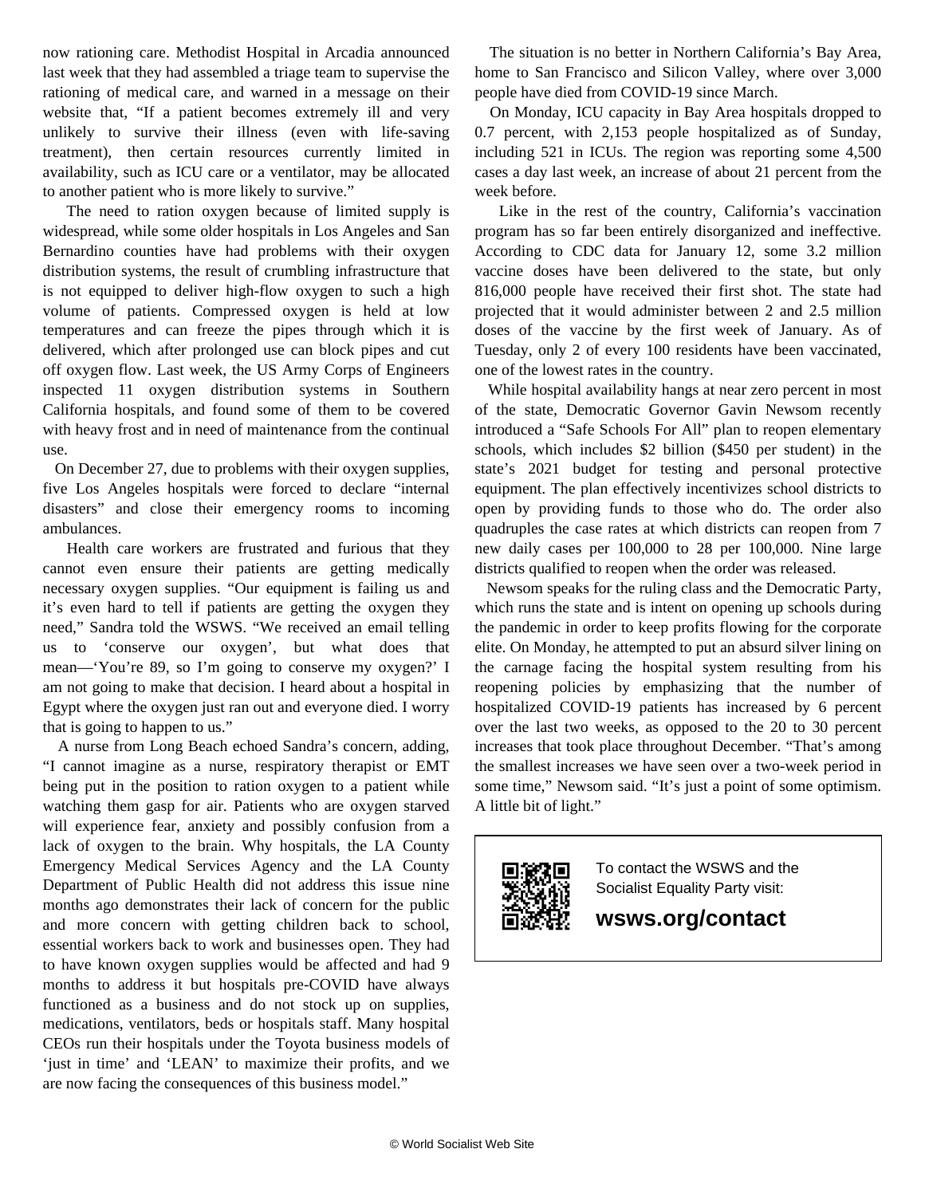now rationing care. Methodist Hospital in Arcadia announced last week that they had assembled a triage team to supervise the rationing of medical care, and warned in a message on their website that, "If a patient becomes extremely ill and very unlikely to survive their illness (even with life-saving treatment), then certain resources currently limited in availability, such as ICU care or a ventilator, may be allocated to another patient who is more likely to survive."

The need to ration oxygen because of limited supply is widespread, while some older hospitals in Los Angeles and San Bernardino counties have had problems with their oxygen distribution systems, the result of crumbling infrastructure that is not equipped to deliver high-flow oxygen to such a high volume of patients. Compressed oxygen is held at low temperatures and can freeze the pipes through which it is delivered, which after prolonged use can block pipes and cut off oxygen flow. Last week, the US Army Corps of Engineers inspected 11 oxygen distribution systems in Southern California hospitals, and found some of them to be covered with heavy frost and in need of maintenance from the continual use.

On December 27, due to problems with their oxygen supplies, five Los Angeles hospitals were forced to declare "internal disasters" and close their emergency rooms to incoming ambulances.

Health care workers are frustrated and furious that they cannot even ensure their patients are getting medically necessary oxygen supplies. "Our equipment is failing us and it's even hard to tell if patients are getting the oxygen they need," Sandra told the WSWS. "We received an email telling us to 'conserve our oxygen', but what does that mean—'You're 89, so I'm going to conserve my oxygen?' I am not going to make that decision. I heard about a hospital in Egypt where the oxygen just ran out and everyone died. I worry that is going to happen to us."

A nurse from Long Beach echoed Sandra's concern, adding, "I cannot imagine as a nurse, respiratory therapist or EMT being put in the position to ration oxygen to a patient while watching them gasp for air. Patients who are oxygen starved will experience fear, anxiety and possibly confusion from a lack of oxygen to the brain. Why hospitals, the LA County Emergency Medical Services Agency and the LA County Department of Public Health did not address this issue nine months ago demonstrates their lack of concern for the public and more concern with getting children back to school, essential workers back to work and businesses open. They had to have known oxygen supplies would be affected and had 9 months to address it but hospitals pre-COVID have always functioned as a business and do not stock up on supplies, medications, ventilators, beds or hospitals staff. Many hospital CEOs run their hospitals under the Toyota business models of 'just in time' and 'LEAN' to maximize their profits, and we are now facing the consequences of this business model."

The situation is no better in Northern California's Bay Area, home to San Francisco and Silicon Valley, where over 3,000 people have died from COVID-19 since March.

On Monday, ICU capacity in Bay Area hospitals dropped to 0.7 percent, with 2,153 people hospitalized as of Sunday, including 521 in ICUs. The region was reporting some 4,500 cases a day last week, an increase of about 21 percent from the week before.

Like in the rest of the country, California's vaccination program has so far been entirely disorganized and ineffective. According to CDC data for January 12, some 3.2 million vaccine doses have been delivered to the state, but only 816,000 people have received their first shot. The state had projected that it would administer between 2 and 2.5 million doses of the vaccine by the first week of January. As of Tuesday, only 2 of every 100 residents have been vaccinated, one of the lowest rates in the country.

While hospital availability hangs at near zero percent in most of the state, Democratic Governor Gavin Newsom recently introduced a "Safe Schools For All" plan to reopen elementary schools, which includes $2 billion ($450 per student) in the state's 2021 budget for testing and personal protective equipment. The plan effectively incentivizes school districts to open by providing funds to those who do. The order also quadruples the case rates at which districts can reopen from 7 new daily cases per 100,000 to 28 per 100,000. Nine large districts qualified to reopen when the order was released.

Newsom speaks for the ruling class and the Democratic Party, which runs the state and is intent on opening up schools during the pandemic in order to keep profits flowing for the corporate elite. On Monday, he attempted to put an absurd silver lining on the carnage facing the hospital system resulting from his reopening policies by emphasizing that the number of hospitalized COVID-19 patients has increased by 6 percent over the last two weeks, as opposed to the 20 to 30 percent increases that took place throughout December. "That's among the smallest increases we have seen over a two-week period in some time," Newsom said. "It's just a point of some optimism. A little bit of light."

To contact the WSWS and the Socialist Equality Party visit:

**wsws.org/contact**